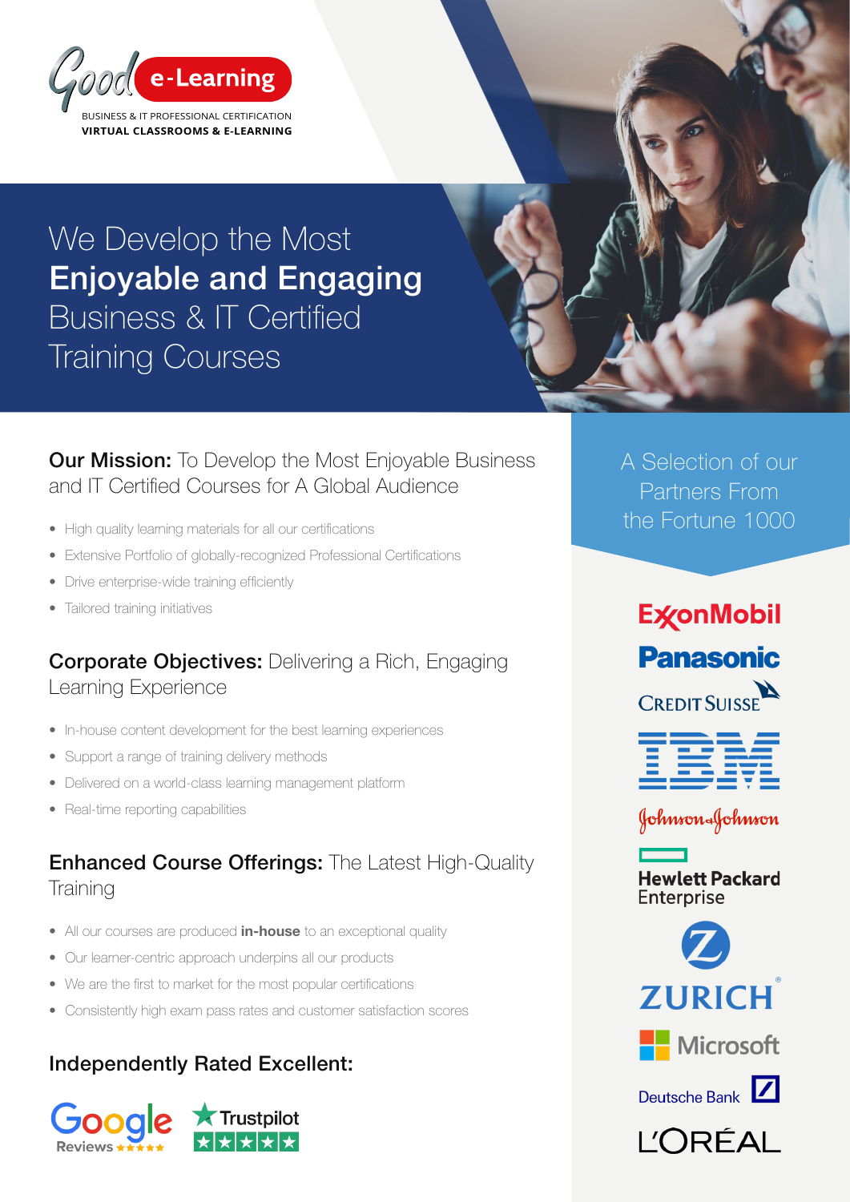Good e-Learning

BUSINESS & IT PROFESSIONAL CERTIFICATION
VIRTUAL CLASSROOMS & E-LEARNING

# We Develop the Most **Enjoyable and Engaging** Business & IT Certified Training Courses

## **Our Mission:** To Develop the Most Enjoyable Business and IT Certified Courses for A Global Audience

- High quality learning materials for all our certifications
- Extensive Portfolio of globally-recognized Professional Certifications
- Drive enterprise-wide training efficiently
- Tailored training initiatives

## **Corporate Objectives:** Delivering a Rich, Engaging Learning Experience

- In-house content development for the best learning experiences
- Support a range of training delivery methods
- Delivered on a world-class learning management platform
- Real-time reporting capabilities

## **Enhanced Course Offerings:** The Latest High-Quality Training

- All our courses are produced **in-house** to an exceptional quality
- Our learner-centric approach underpins all our products
- We are the first to market for the most popular certifications
- Consistently high exam pass rates and customer satisfaction scores

## Independently Rated Excellent:

Google Reviews ★★★★★
Trustpilot ★★★★★

## A Selection of our Partners From the Fortune 1000

- ExxonMobil
- Panasonic
- Credit Suisse
- IBM
- Johnson & Johnson
- Hewlett Packard Enterprise
- Zurich
- Microsoft
- Deutsche Bank
- L'ORÉAL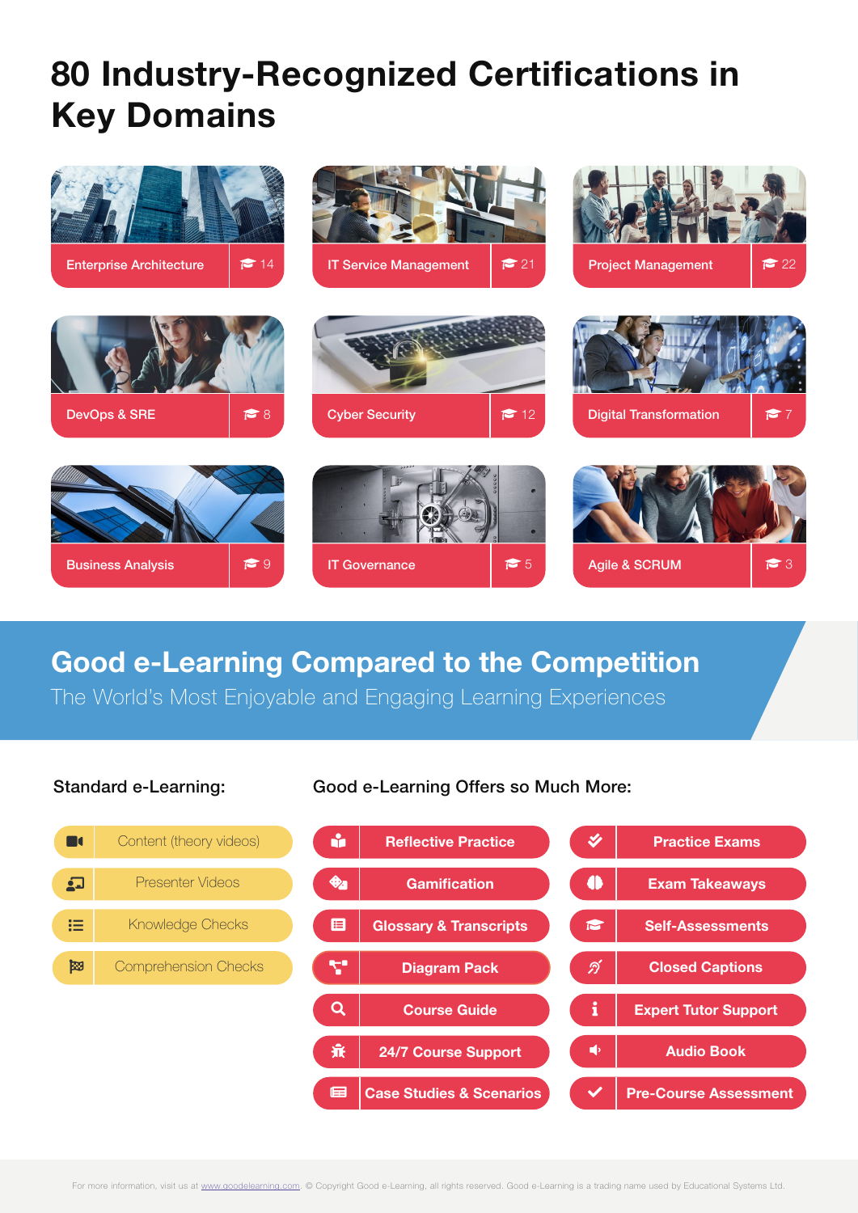# 80 Industry-Recognized Certifications in Key Domains

| Domain | Certifications |
|---|---|
| Enterprise Architecture | 14 |
| IT Service Management | 21 |
| Project Management | 22 |
| DevOps & SRE | 8 |
| Cyber Security | 12 |
| Digital Transformation | 7 |
| Business Analysis | 9 |
| IT Governance | 5 |
| Agile & SCRUM | 3 |

## Good e-Learning Compared to the Competition

The World's Most Enjoyable and Engaging Learning Experiences

### Standard e-Learning:

- Content (theory videos)
- Presenter Videos
- Knowledge Checks
- Comprehension Checks

### Good e-Learning Offers so Much More:

- **Reflective Practice**
- **Gamification**
- **Glossary & Transcripts**
- **Diagram Pack**
- **Course Guide**
- **24/7 Course Support**
- **Case Studies & Scenarios**
- **Practice Exams**
- **Exam Takeaways**
- **Self-Assessments**
- **Closed Captions**
- **Expert Tutor Support**
- **Audio Book**
- **Pre-Course Assessment**

For more information, visit us at www.goodelearning.com. © Copyright Good e-Learning, all rights reserved. Good e-Learning is a trading name used by Educational Systems Ltd.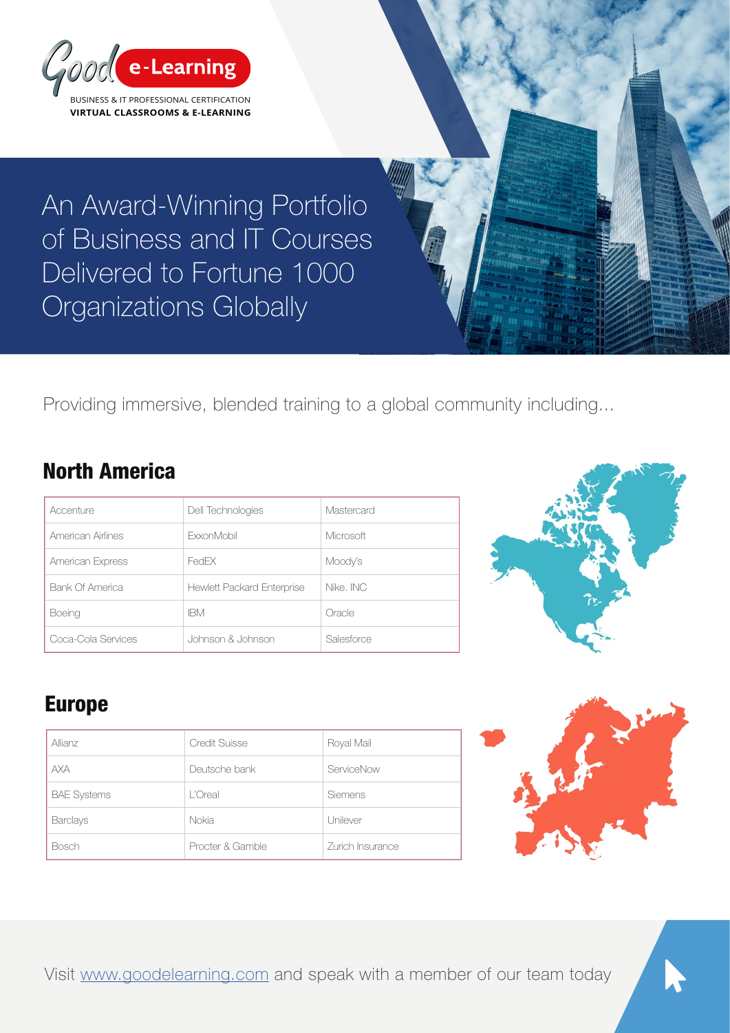Good e-Learning

BUSINESS & IT PROFESSIONAL CERTIFICATION
**VIRTUAL CLASSROOMS & E-LEARNING**

# An Award-Winning Portfolio of Business and IT Courses Delivered to Fortune 1000 Organizations Globally

Providing immersive, blended training to a global community including...

## North America

| | | |
|---|---|---|
| Accenture | Dell Technologies | Mastercard |
| American Airlines | ExxonMobil | Microsoft |
| American Express | FedEX | Moody's |
| Bank Of America | Hewlett Packard Enterprise | Nike. INC |
| Boeing | IBM | Oracle |
| Coca-Cola Services | Johnson & Johnson | Salesforce |

## Europe

| | | |
|---|---|---|
| Allianz | Credit Suisse | Royal Mail |
| AXA | Deutsche bank | ServiceNow |
| BAE Systems | L'Oreal | Siemens |
| Barclays | Nokia | Unilever |
| Bosch | Procter & Gamble | Zurich Insurance |

Visit www.goodelearning.com and speak with a member of our team today